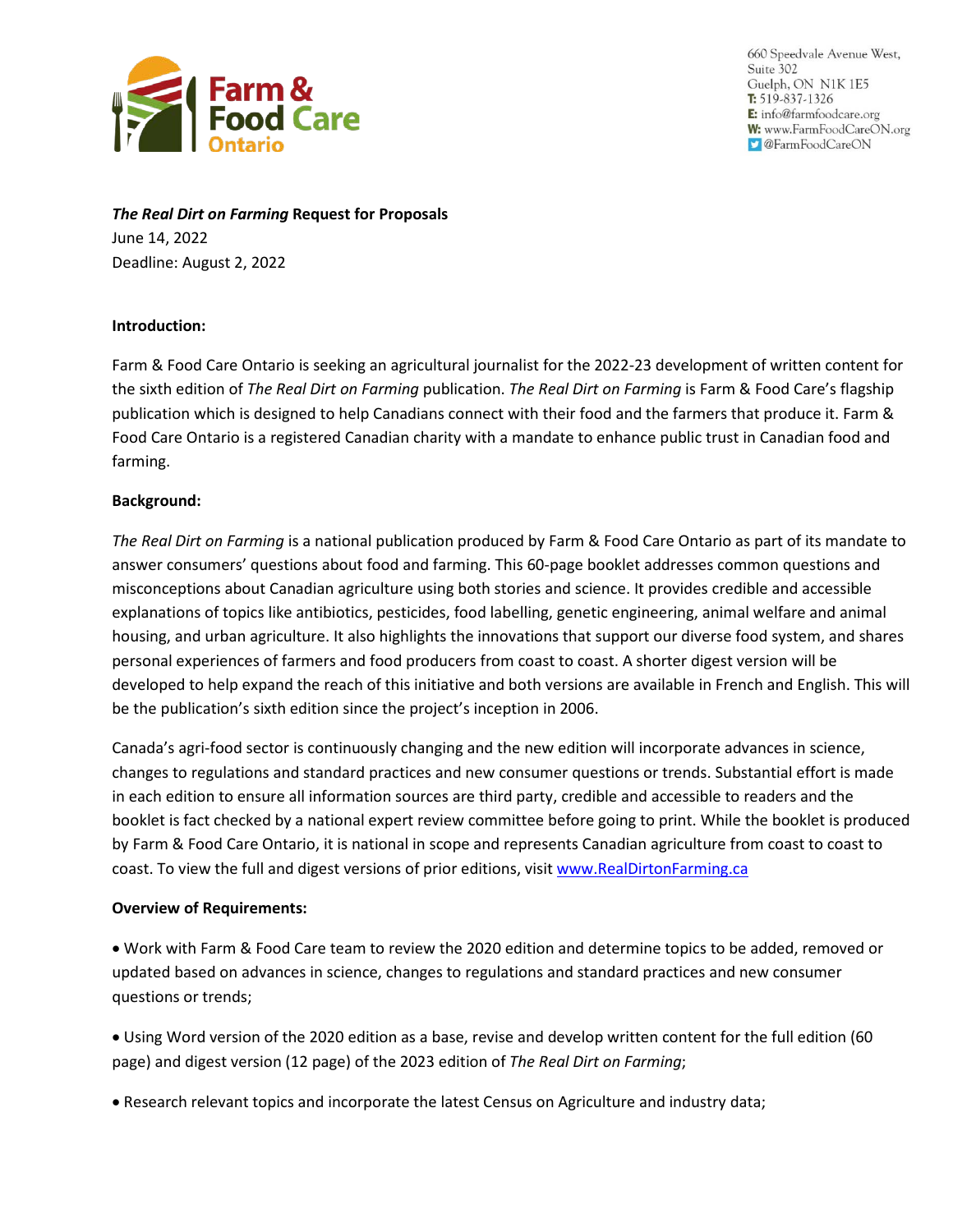Farm & Food Care Ontario

660 Speedvale Avenue West,
Suite 302
Guelph, ON N1K 1E5
**T:** 519-837-1326
**E:** info@farmfoodcare.org
**W:** www.FarmFoodCareON.org
@FarmFoodCareON

***The Real Dirt on Farming* Request for Proposals**
June 14, 2022
Deadline: August 2, 2022

**Introduction:**

Farm & Food Care Ontario is seeking an agricultural journalist for the 2022-23 development of written content for the sixth edition of *The Real Dirt on Farming* publication. *The Real Dirt on Farming* is Farm & Food Care's flagship publication which is designed to help Canadians connect with their food and the farmers that produce it. Farm & Food Care Ontario is a registered Canadian charity with a mandate to enhance public trust in Canadian food and farming.

**Background:**

*The Real Dirt on Farming* is a national publication produced by Farm & Food Care Ontario as part of its mandate to answer consumers' questions about food and farming. This 60-page booklet addresses common questions and misconceptions about Canadian agriculture using both stories and science. It provides credible and accessible explanations of topics like antibiotics, pesticides, food labelling, genetic engineering, animal welfare and animal housing, and urban agriculture. It also highlights the innovations that support our diverse food system, and shares personal experiences of farmers and food producers from coast to coast. A shorter digest version will be developed to help expand the reach of this initiative and both versions are available in French and English. This will be the publication's sixth edition since the project's inception in 2006.

Canada's agri-food sector is continuously changing and the new edition will incorporate advances in science, changes to regulations and standard practices and new consumer questions or trends. Substantial effort is made in each edition to ensure all information sources are third party, credible and accessible to readers and the booklet is fact checked by a national expert review committee before going to print. While the booklet is produced by Farm & Food Care Ontario, it is national in scope and represents Canadian agriculture from coast to coast. To view the full and digest versions of prior editions, visit [www.RealDirtonFarming.ca](www.RealDirtonFarming.ca)

**Overview of Requirements:**

- Work with Farm & Food Care team to review the 2020 edition and determine topics to be added, removed or updated based on advances in science, changes to regulations and standard practices and new consumer questions or trends;

- Using Word version of the 2020 edition as a base, revise and develop written content for the full edition (60 page) and digest version (12 page) of the 2023 edition of *The Real Dirt on Farming*;

- Research relevant topics and incorporate the latest Census on Agriculture and industry data;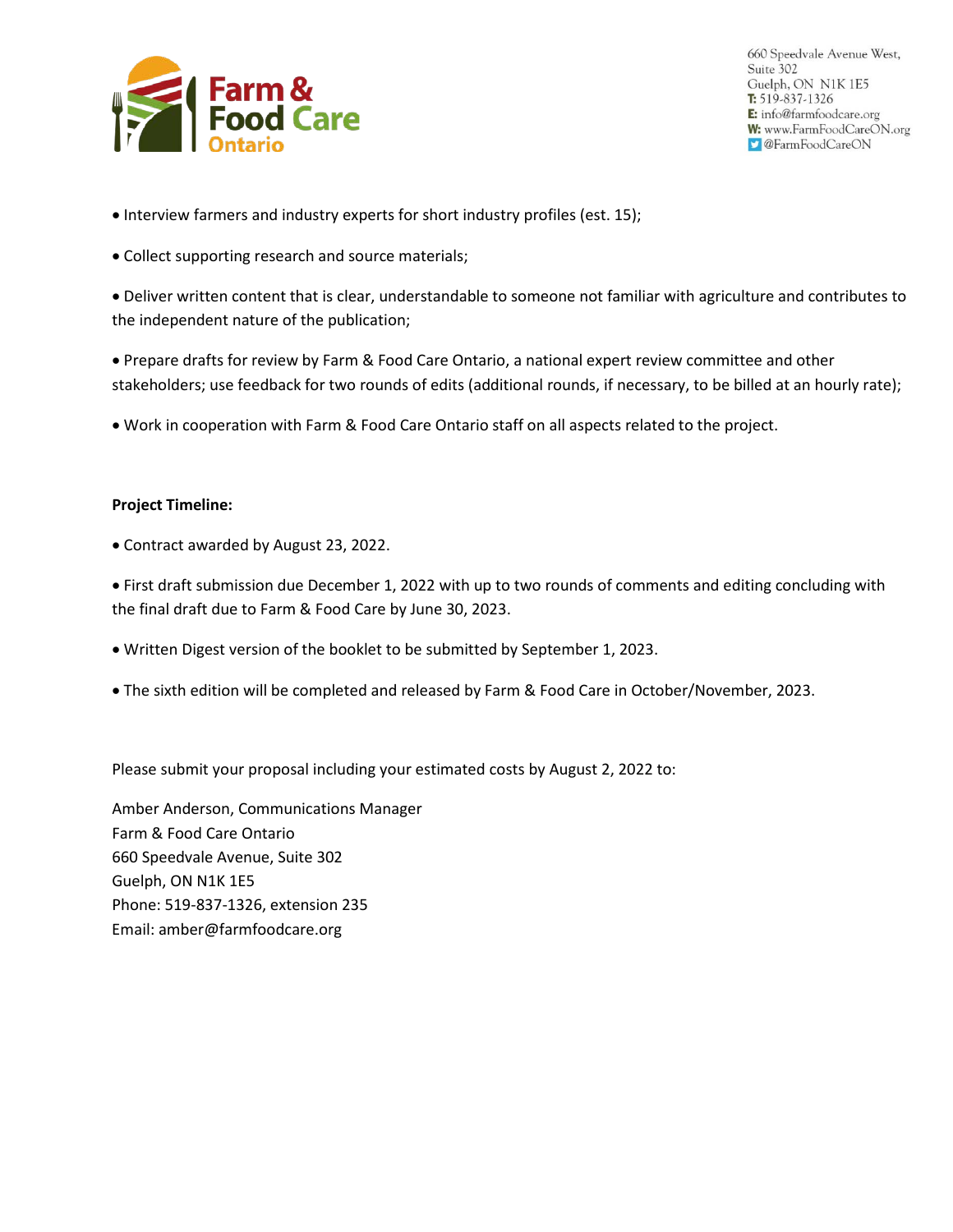- Interview farmers and industry experts for short industry profiles (est. 15);
- Collect supporting research and source materials;
- Deliver written content that is clear, understandable to someone not familiar with agriculture and contributes to the independent nature of the publication;
- Prepare drafts for review by Farm & Food Care Ontario, a national expert review committee and other stakeholders; use feedback for two rounds of edits (additional rounds, if necessary, to be billed at an hourly rate);
- Work in cooperation with Farm & Food Care Ontario staff on all aspects related to the project.

**Project Timeline:**

- Contract awarded by August 23, 2022.
- First draft submission due December 1, 2022 with up to two rounds of comments and editing concluding with the final draft due to Farm & Food Care by June 30, 2023.
- Written Digest version of the booklet to be submitted by September 1, 2023.
- The sixth edition will be completed and released by Farm & Food Care in October/November, 2023.

Please submit your proposal including your estimated costs by August 2, 2022 to:

Amber Anderson, Communications Manager
Farm & Food Care Ontario
660 Speedvale Avenue, Suite 302
Guelph, ON N1K 1E5
Phone: 519-837-1326, extension 235
Email: amber@farmfoodcare.org